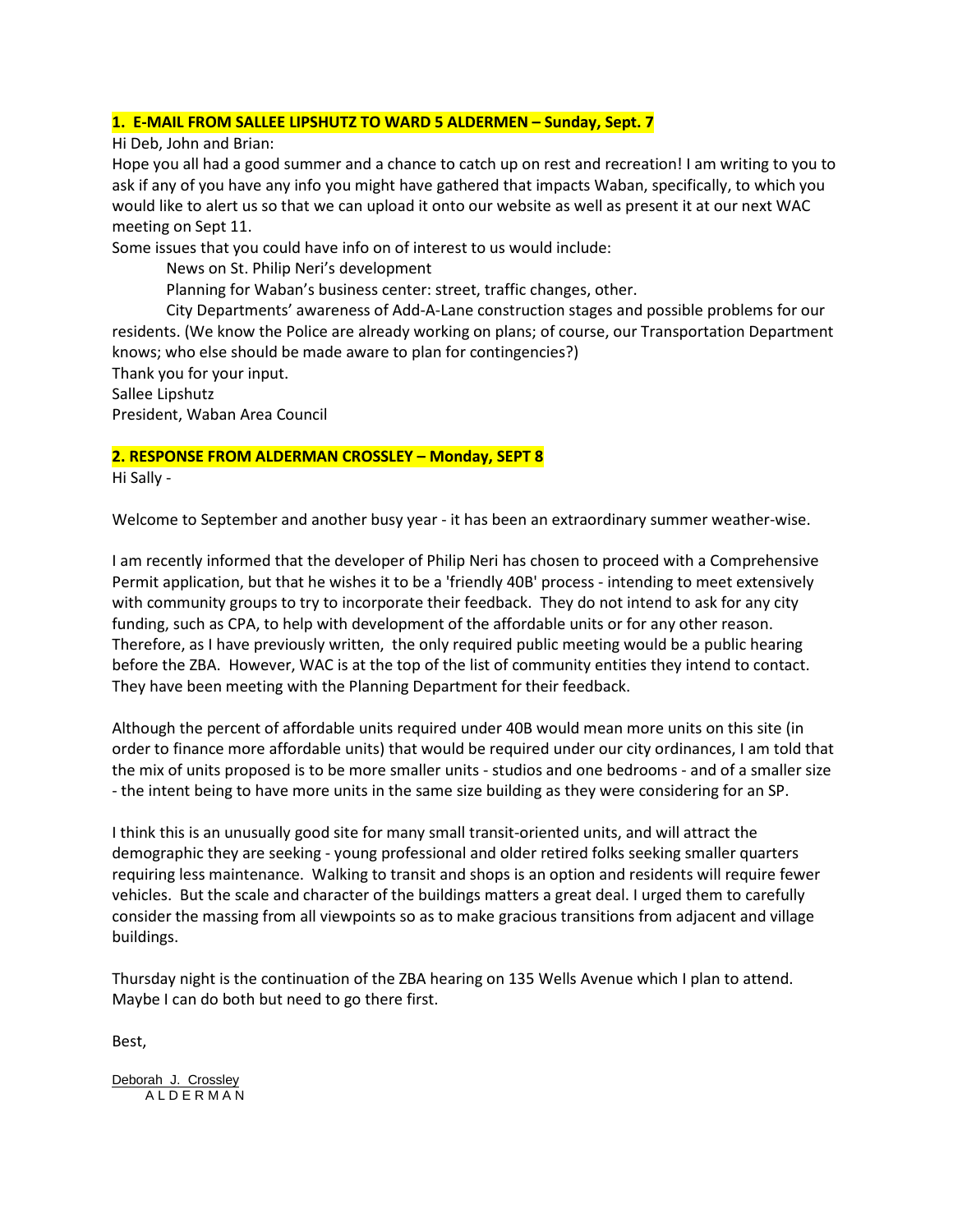**1. E-MAIL FROM SALLEE LIPSHUTZ TO WARD 5 ALDERMEN – Sunday, Sept. 7**

Hi Deb, John and Brian:

Hope you all had a good summer and a chance to catch up on rest and recreation! I am writing to you to ask if any of you have any info you might have gathered that impacts Waban, specifically, to which you would like to alert us so that we can upload it onto our website as well as present it at our next WAC meeting on Sept 11.

Some issues that you could have info on of interest to us would include:

News on St. Philip Neri's development

Planning for Waban's business center: street, traffic changes, other.

City Departments' awareness of Add-A-Lane construction stages and possible problems for our residents. (We know the Police are already working on plans; of course, our Transportation Department knows; who else should be made aware to plan for contingencies?)

Thank you for your input.

Sallee Lipshutz

President, Waban Area Council

**2. RESPONSE FROM ALDERMAN CROSSLEY – Monday, SEPT 8**

Hi Sally -

Welcome to September and another busy year - it has been an extraordinary summer weather-wise.

I am recently informed that the developer of Philip Neri has chosen to proceed with a Comprehensive Permit application, but that he wishes it to be a 'friendly 40B' process - intending to meet extensively with community groups to try to incorporate their feedback. They do not intend to ask for any city funding, such as CPA, to help with development of the affordable units or for any other reason. Therefore, as I have previously written, the only required public meeting would be a public hearing before the ZBA. However, WAC is at the top of the list of community entities they intend to contact. They have been meeting with the Planning Department for their feedback.

Although the percent of affordable units required under 40B would mean more units on this site (in order to finance more affordable units) that would be required under our city ordinances, I am told that the mix of units proposed is to be more smaller units - studios and one bedrooms - and of a smaller size - the intent being to have more units in the same size building as they were considering for an SP.

I think this is an unusually good site for many small transit-oriented units, and will attract the demographic they are seeking - young professional and older retired folks seeking smaller quarters requiring less maintenance. Walking to transit and shops is an option and residents will require fewer vehicles. But the scale and character of the buildings matters a great deal. I urged them to carefully consider the massing from all viewpoints so as to make gracious transitions from adjacent and village buildings.

Thursday night is the continuation of the ZBA hearing on 135 Wells Avenue which I plan to attend. Maybe I can do both but need to go there first.

Best,

Deborah J. Crossley

ALDERMAN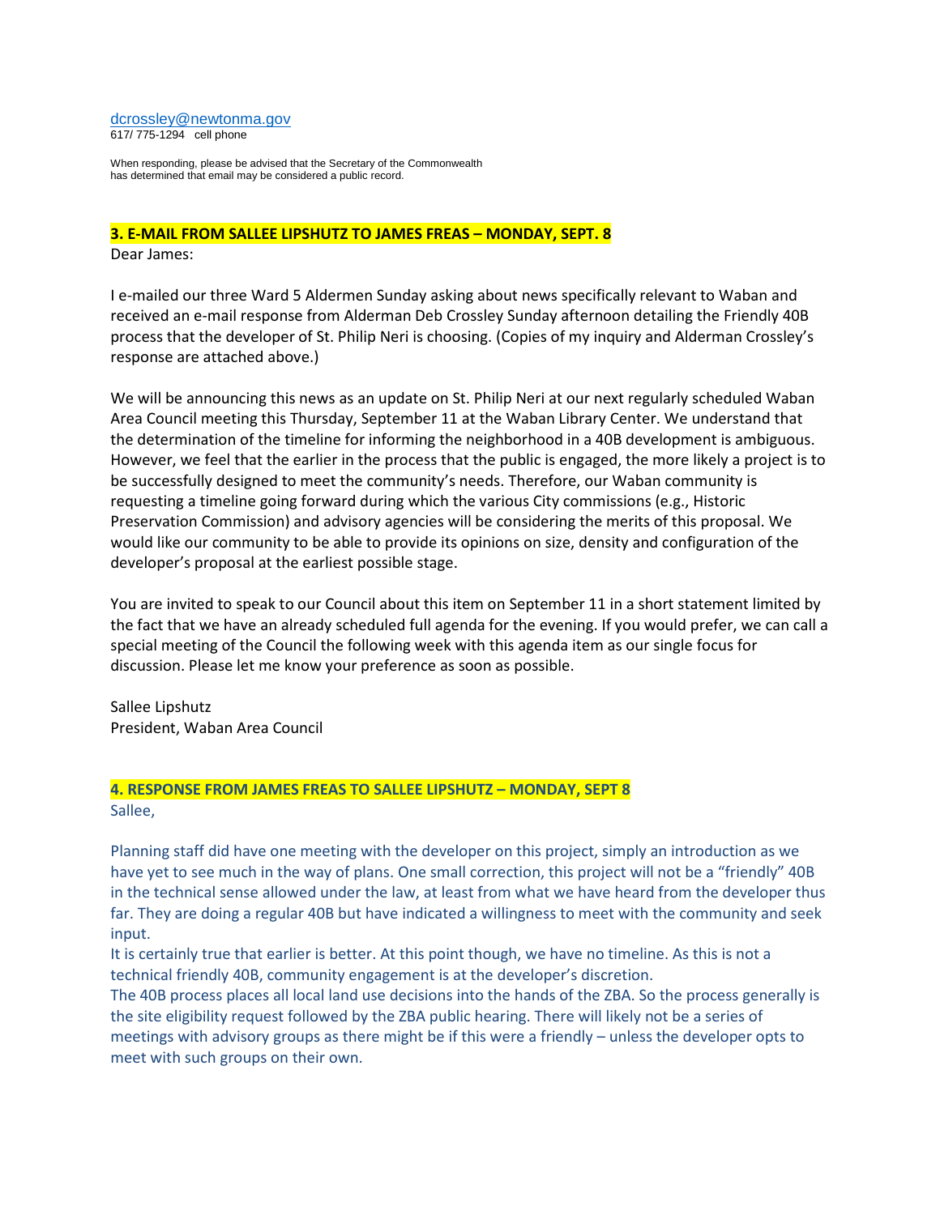dcrossley@newtonma.gov
617/ 775-1294 cell phone

When responding, please be advised that the Secretary of the Commonwealth
has determined that email may be considered a public record.

### 3. E-MAIL FROM SALLEE LIPSHUTZ TO JAMES FREAS – MONDAY, SEPT. 8

Dear James:

I e-mailed our three Ward 5 Aldermen Sunday asking about news specifically relevant to Waban and received an e-mail response from Alderman Deb Crossley Sunday afternoon detailing the Friendly 40B process that the developer of St. Philip Neri is choosing. (Copies of my inquiry and Alderman Crossley's response are attached above.)

We will be announcing this news as an update on St. Philip Neri at our next regularly scheduled Waban Area Council meeting this Thursday, September 11 at the Waban Library Center. We understand that the determination of the timeline for informing the neighborhood in a 40B development is ambiguous. However, we feel that the earlier in the process that the public is engaged, the more likely a project is to be successfully designed to meet the community's needs. Therefore, our Waban community is requesting a timeline going forward during which the various City commissions (e.g., Historic Preservation Commission) and advisory agencies will be considering the merits of this proposal. We would like our community to be able to provide its opinions on size, density and configuration of the developer's proposal at the earliest possible stage.

You are invited to speak to our Council about this item on September 11 in a short statement limited by the fact that we have an already scheduled full agenda for the evening. If you would prefer, we can call a special meeting of the Council the following week with this agenda item as our single focus for discussion. Please let me know your preference as soon as possible.

Sallee Lipshutz
President, Waban Area Council

### 4. RESPONSE FROM JAMES FREAS TO SALLEE LIPSHUTZ – MONDAY, SEPT 8

Sallee,

Planning staff did have one meeting with the developer on this project, simply an introduction as we have yet to see much in the way of plans. One small correction, this project will not be a "friendly" 40B in the technical sense allowed under the law, at least from what we have heard from the developer thus far. They are doing a regular 40B but have indicated a willingness to meet with the community and seek input.
It is certainly true that earlier is better. At this point though, we have no timeline. As this is not a technical friendly 40B, community engagement is at the developer's discretion.
The 40B process places all local land use decisions into the hands of the ZBA. So the process generally is the site eligibility request followed by the ZBA public hearing. There will likely not be a series of meetings with advisory groups as there might be if this were a friendly – unless the developer opts to meet with such groups on their own.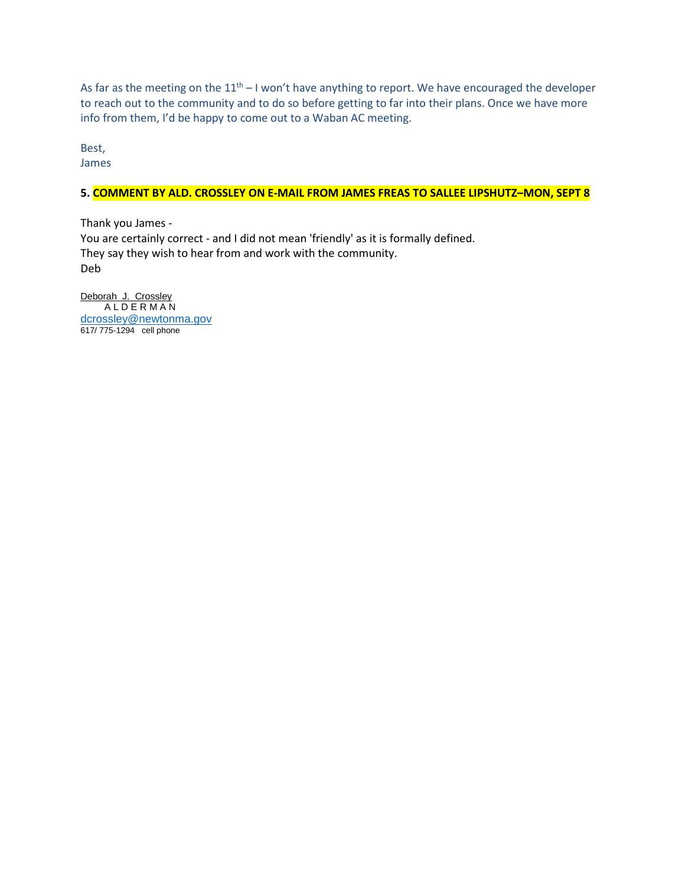As far as the meeting on the 11th – I won't have anything to report. We have encouraged the developer to reach out to the community and to do so before getting to far into their plans. Once we have more info from them, I'd be happy to come out to a Waban AC meeting.

Best,
James

**5. COMMENT BY ALD. CROSSLEY ON E-MAIL FROM JAMES FREAS TO SALLEE LIPSHUTZ–MON, SEPT 8**

Thank you James -
You are certainly correct - and I did not mean 'friendly' as it is formally defined.
They say they wish to hear from and work with the community.
Deb

Deborah J. Crossley
ALDERMAN
dcrossley@newtonma.gov
617/ 775-1294 cell phone